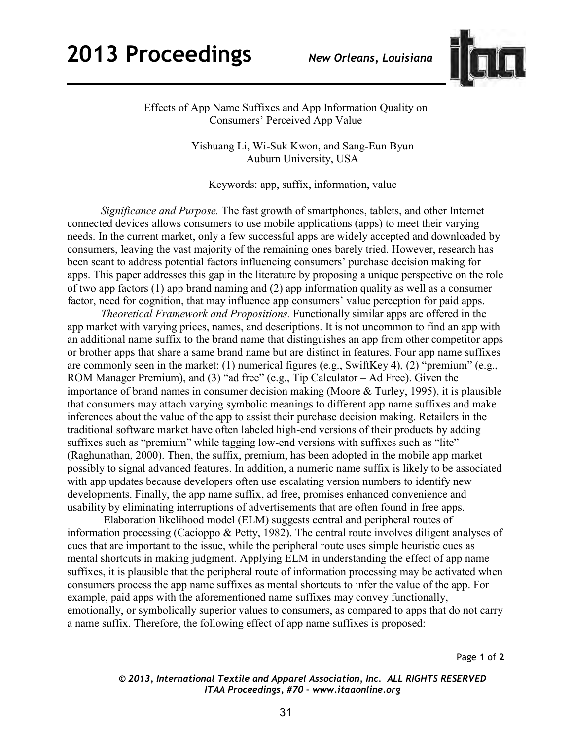# Effects of App Name Suffixes and App Information Quality on Consumers' Perceived App Value

Yishuang Li, Wi-Suk Kwon, and Sang-Eun Byun
Auburn University, USA

Keywords: app, suffix, information, value

*Significance and Purpose.* The fast growth of smartphones, tablets, and other Internet connected devices allows consumers to use mobile applications (apps) to meet their varying needs. In the current market, only a few successful apps are widely accepted and downloaded by consumers, leaving the vast majority of the remaining ones barely tried. However, research has been scant to address potential factors influencing consumers' purchase decision making for apps. This paper addresses this gap in the literature by proposing a unique perspective on the role of two app factors (1) app brand naming and (2) app information quality as well as a consumer factor, need for cognition, that may influence app consumers' value perception for paid apps.

*Theoretical Framework and Propositions.* Functionally similar apps are offered in the app market with varying prices, names, and descriptions. It is not uncommon to find an app with an additional name suffix to the brand name that distinguishes an app from other competitor apps or brother apps that share a same brand name but are distinct in features. Four app name suffixes are commonly seen in the market: (1) numerical figures (e.g., SwiftKey 4), (2) "premium" (e.g., ROM Manager Premium), and (3) "ad free" (e.g., Tip Calculator – Ad Free). Given the importance of brand names in consumer decision making (Moore & Turley, 1995), it is plausible that consumers may attach varying symbolic meanings to different app name suffixes and make inferences about the value of the app to assist their purchase decision making. Retailers in the traditional software market have often labeled high-end versions of their products by adding suffixes such as "premium" while tagging low-end versions with suffixes such as "lite" (Raghunathan, 2000). Then, the suffix, premium, has been adopted in the mobile app market possibly to signal advanced features. In addition, a numeric name suffix is likely to be associated with app updates because developers often use escalating version numbers to identify new developments. Finally, the app name suffix, ad free, promises enhanced convenience and usability by eliminating interruptions of advertisements that are often found in free apps.

Elaboration likelihood model (ELM) suggests central and peripheral routes of information processing (Cacioppo & Petty, 1982). The central route involves diligent analyses of cues that are important to the issue, while the peripheral route uses simple heuristic cues as mental shortcuts in making judgment. Applying ELM in understanding the effect of app name suffixes, it is plausible that the peripheral route of information processing may be activated when consumers process the app name suffixes as mental shortcuts to infer the value of the app. For example, paid apps with the aforementioned name suffixes may convey functionally, emotionally, or symbolically superior values to consumers, as compared to apps that do not carry a name suffix. Therefore, the following effect of app name suffixes is proposed: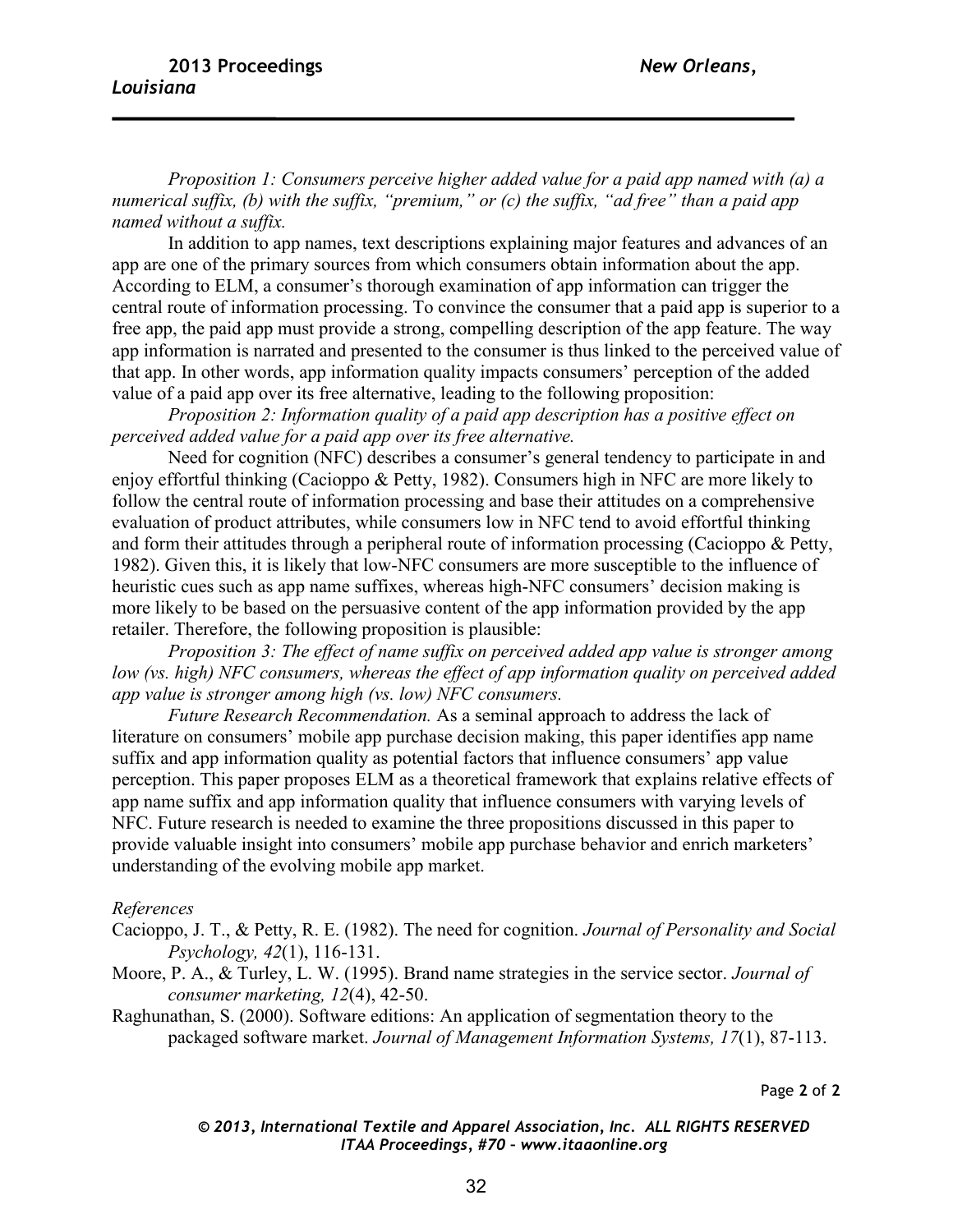*Proposition 1: Consumers perceive higher added value for a paid app named with (a) a numerical suffix, (b) with the suffix, "premium," or (c) the suffix, "ad free" than a paid app named without a suffix.*

In addition to app names, text descriptions explaining major features and advances of an app are one of the primary sources from which consumers obtain information about the app. According to ELM, a consumer's thorough examination of app information can trigger the central route of information processing. To convince the consumer that a paid app is superior to a free app, the paid app must provide a strong, compelling description of the app feature. The way app information is narrated and presented to the consumer is thus linked to the perceived value of that app. In other words, app information quality impacts consumers' perception of the added value of a paid app over its free alternative, leading to the following proposition:

*Proposition 2: Information quality of a paid app description has a positive effect on perceived added value for a paid app over its free alternative.*

Need for cognition (NFC) describes a consumer's general tendency to participate in and enjoy effortful thinking (Cacioppo & Petty, 1982). Consumers high in NFC are more likely to follow the central route of information processing and base their attitudes on a comprehensive evaluation of product attributes, while consumers low in NFC tend to avoid effortful thinking and form their attitudes through a peripheral route of information processing (Cacioppo & Petty, 1982). Given this, it is likely that low-NFC consumers are more susceptible to the influence of heuristic cues such as app name suffixes, whereas high-NFC consumers' decision making is more likely to be based on the persuasive content of the app information provided by the app retailer. Therefore, the following proposition is plausible:

*Proposition 3: The effect of name suffix on perceived added app value is stronger among low (vs. high) NFC consumers, whereas the effect of app information quality on perceived added app value is stronger among high (vs. low) NFC consumers.*

*Future Research Recommendation.* As a seminal approach to address the lack of literature on consumers' mobile app purchase decision making, this paper identifies app name suffix and app information quality as potential factors that influence consumers' app value perception. This paper proposes ELM as a theoretical framework that explains relative effects of app name suffix and app information quality that influence consumers with varying levels of NFC. Future research is needed to examine the three propositions discussed in this paper to provide valuable insight into consumers' mobile app purchase behavior and enrich marketers' understanding of the evolving mobile app market.

*References*

Cacioppo, J. T., & Petty, R. E. (1982). The need for cognition. *Journal of Personality and Social Psychology, 42*(1), 116-131.

Moore, P. A., & Turley, L. W. (1995). Brand name strategies in the service sector. *Journal of consumer marketing, 12*(4), 42-50.

Raghunathan, S. (2000). Software editions: An application of segmentation theory to the packaged software market. *Journal of Management Information Systems, 17*(1), 87-113.